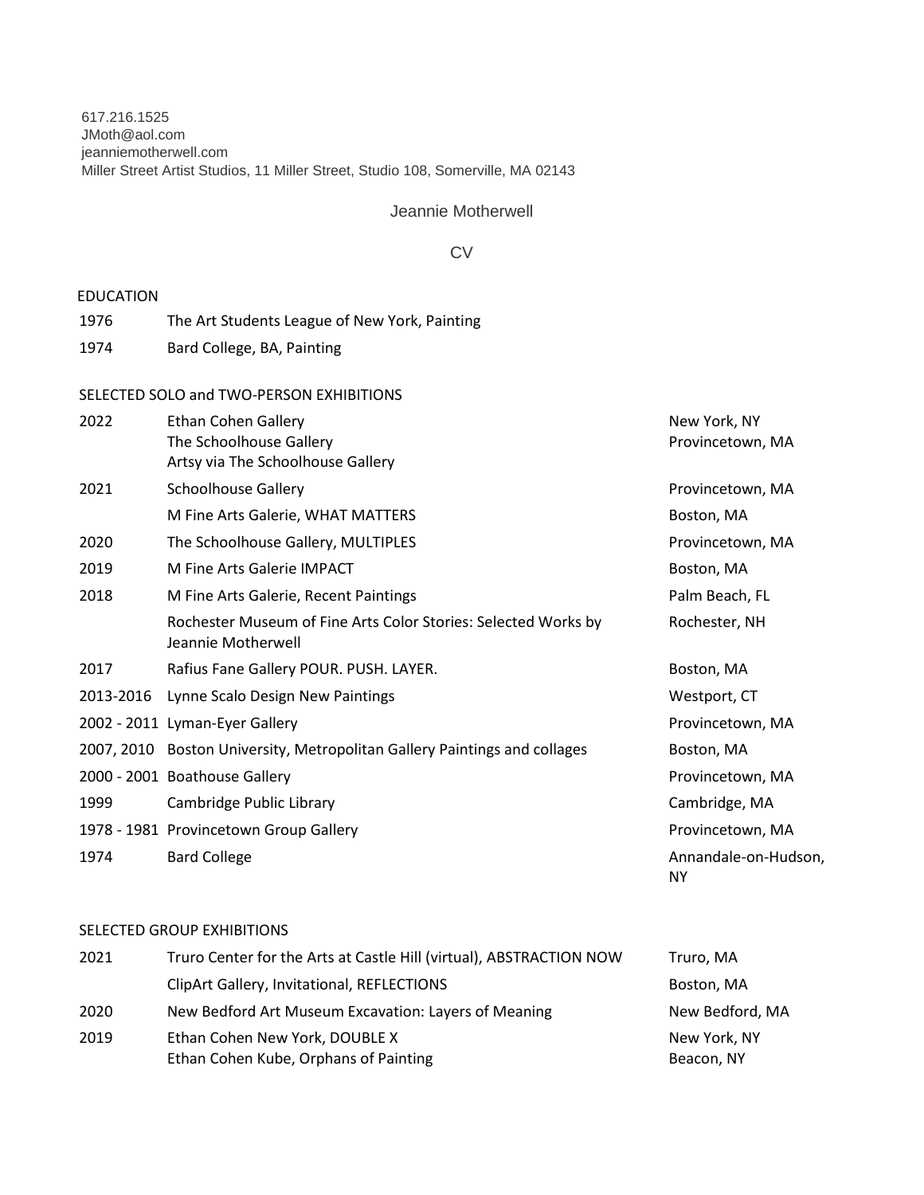617.216.1525
JMoth@aol.com
jeanniemotherwell.com
Miller Street Artist Studios, 11 Miller Street, Studio 108, Somerville, MA 02143

# Jeannie Motherwell

## CV

### EDUCATION

| | |
|---|---|
| 1976 | The Art Students League of New York, Painting |
| 1974 | Bard College, BA, Painting |

### SELECTED SOLO and TWO-PERSON EXHIBITIONS

| | | |
|---|---|---|
| 2022 | Ethan Cohen Gallery<br>The Schoolhouse Gallery<br>Artsy via The Schoolhouse Gallery | New York, NY<br>Provincetown, MA |
| 2021 | Schoolhouse Gallery | Provincetown, MA |
| | M Fine Arts Galerie, WHAT MATTERS | Boston, MA |
| 2020 | The Schoolhouse Gallery, MULTIPLES | Provincetown, MA |
| 2019 | M Fine Arts Galerie IMPACT | Boston, MA |
| 2018 | M Fine Arts Galerie, Recent Paintings | Palm Beach, FL |
| | Rochester Museum of Fine Arts Color Stories: Selected Works by Jeannie Motherwell | Rochester, NH |
| 2017 | Rafius Fane Gallery POUR. PUSH. LAYER. | Boston, MA |
| 2013-2016 | Lynne Scalo Design New Paintings | Westport, CT |
| 2002 - 2011 | Lyman-Eyer Gallery | Provincetown, MA |
| 2007, 2010 | Boston University, Metropolitan Gallery Paintings and collages | Boston, MA |
| 2000 - 2001 | Boathouse Gallery | Provincetown, MA |
| 1999 | Cambridge Public Library | Cambridge, MA |
| 1978 - 1981 | Provincetown Group Gallery | Provincetown, MA |
| 1974 | Bard College | Annandale-on-Hudson, NY |

### SELECTED GROUP EXHIBITIONS

| | | |
|---|---|---|
| 2021 | Truro Center for the Arts at Castle Hill (virtual), ABSTRACTION NOW | Truro, MA |
| | ClipArt Gallery, Invitational, REFLECTIONS | Boston, MA |
| 2020 | New Bedford Art Museum Excavation: Layers of Meaning | New Bedford, MA |
| 2019 | Ethan Cohen New York, DOUBLE X<br>Ethan Cohen Kube, Orphans of Painting | New York, NY<br>Beacon, NY |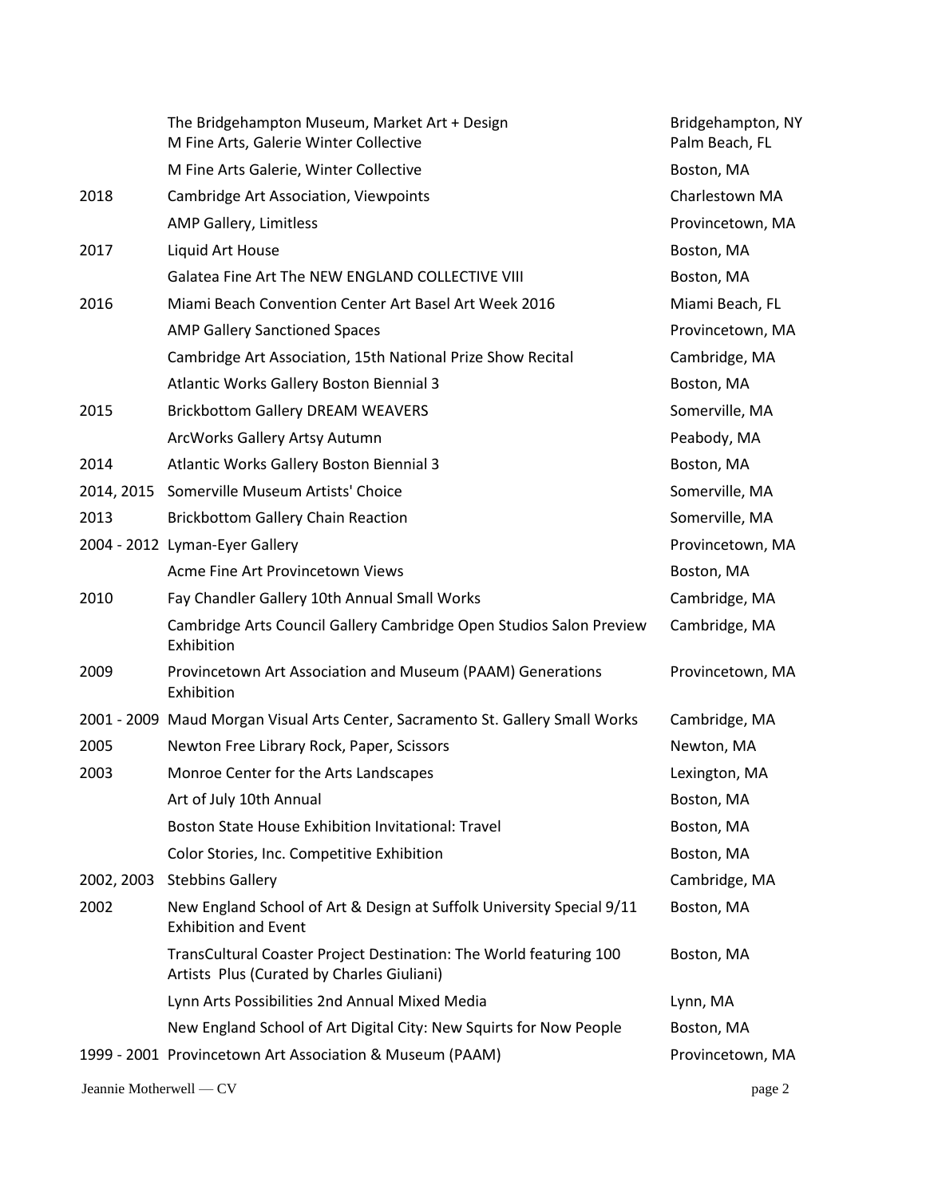| | | |
|---|---|---|
| | The Bridgehampton Museum, Market Art + Design | Bridgehampton, NY |
| | M Fine Arts, Galerie Winter Collective | Palm Beach, FL |
| | M Fine Arts Galerie, Winter Collective | Boston, MA |
| 2018 | Cambridge Art Association, Viewpoints | Charlestown MA |
| | AMP Gallery, Limitless | Provincetown, MA |
| 2017 | Liquid Art House | Boston, MA |
| | Galatea Fine Art The NEW ENGLAND COLLECTIVE VIII | Boston, MA |
| 2016 | Miami Beach Convention Center Art Basel Art Week 2016 | Miami Beach, FL |
| | AMP Gallery Sanctioned Spaces | Provincetown, MA |
| | Cambridge Art Association, 15th National Prize Show Recital | Cambridge, MA |
| | Atlantic Works Gallery Boston Biennial 3 | Boston, MA |
| 2015 | Brickbottom Gallery DREAM WEAVERS | Somerville, MA |
| | ArcWorks Gallery Artsy Autumn | Peabody, MA |
| 2014 | Atlantic Works Gallery Boston Biennial 3 | Boston, MA |
| 2014, 2015 | Somerville Museum Artists' Choice | Somerville, MA |
| 2013 | Brickbottom Gallery Chain Reaction | Somerville, MA |
| 2004 - 2012 | Lyman-Eyer Gallery | Provincetown, MA |
| | Acme Fine Art Provincetown Views | Boston, MA |
| 2010 | Fay Chandler Gallery 10th Annual Small Works | Cambridge, MA |
| | Cambridge Arts Council Gallery Cambridge Open Studios Salon Preview Exhibition | Cambridge, MA |
| 2009 | Provincetown Art Association and Museum (PAAM) Generations Exhibition | Provincetown, MA |
| 2001 - 2009 | Maud Morgan Visual Arts Center, Sacramento St. Gallery Small Works | Cambridge, MA |
| 2005 | Newton Free Library Rock, Paper, Scissors | Newton, MA |
| 2003 | Monroe Center for the Arts Landscapes | Lexington, MA |
| | Art of July 10th Annual | Boston, MA |
| | Boston State House Exhibition Invitational: Travel | Boston, MA |
| | Color Stories, Inc. Competitive Exhibition | Boston, MA |
| 2002, 2003 | Stebbins Gallery | Cambridge, MA |
| 2002 | New England School of Art & Design at Suffolk University Special 9/11 Exhibition and Event | Boston, MA |
| | TransCultural Coaster Project Destination: The World featuring 100 Artists Plus (Curated by Charles Giuliani) | Boston, MA |
| | Lynn Arts Possibilities 2nd Annual Mixed Media | Lynn, MA |
| | New England School of Art Digital City: New Squirts for Now People | Boston, MA |
| 1999 - 2001 | Provincetown Art Association & Museum (PAAM) | Provincetown, MA |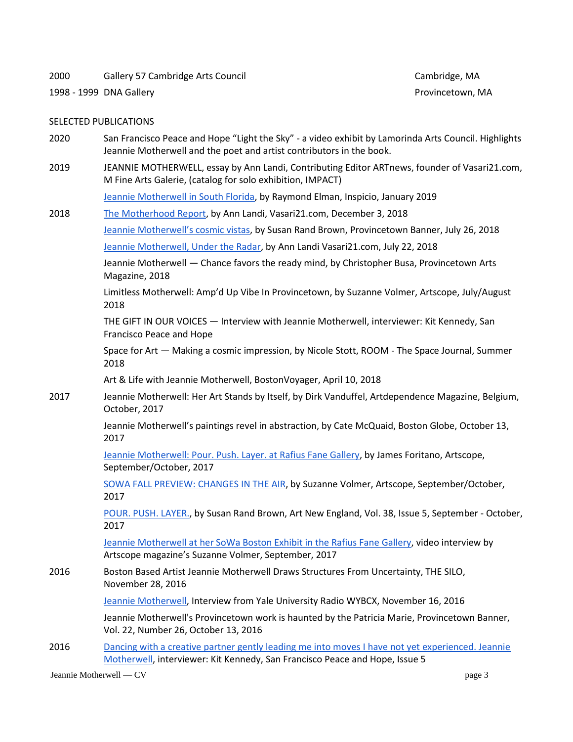| | | |
|---|---|---|
| 2000 | Gallery 57 Cambridge Arts Council | Cambridge, MA |
| 1998 - 1999 | DNA Gallery | Provincetown, MA |

SELECTED PUBLICATIONS

2020 San Francisco Peace and Hope "Light the Sky" - a video exhibit by Lamorinda Arts Council. Highlights Jeannie Motherwell and the poet and artist contributors in the book.

2019 JEANNIE MOTHERWELL, essay by Ann Landi, Contributing Editor ARTnews, founder of Vasari21.com, M Fine Arts Galerie, (catalog for solo exhibition, IMPACT)

Jeannie Motherwell in South Florida, by Raymond Elman, Inspicio, January 2019

2018 The Motherhood Report, by Ann Landi, Vasari21.com, December 3, 2018

Jeannie Motherwell's cosmic vistas, by Susan Rand Brown, Provincetown Banner, July 26, 2018

Jeannie Motherwell, Under the Radar, by Ann Landi Vasari21.com, July 22, 2018

Jeannie Motherwell — Chance favors the ready mind, by Christopher Busa, Provincetown Arts Magazine, 2018

Limitless Motherwell: Amp'd Up Vibe In Provincetown, by Suzanne Volmer, Artscope, July/August 2018

THE GIFT IN OUR VOICES — Interview with Jeannie Motherwell, interviewer: Kit Kennedy, San Francisco Peace and Hope

Space for Art — Making a cosmic impression, by Nicole Stott, ROOM - The Space Journal, Summer 2018

Art & Life with Jeannie Motherwell, BostonVoyager, April 10, 2018

2017 Jeannie Motherwell: Her Art Stands by Itself, by Dirk Vanduffel, Artdependence Magazine, Belgium, October, 2017

Jeannie Motherwell's paintings revel in abstraction, by Cate McQuaid, Boston Globe, October 13, 2017

Jeannie Motherwell: Pour. Push. Layer. at Rafius Fane Gallery, by James Foritano, Artscope, September/October, 2017

SOWA FALL PREVIEW: CHANGES IN THE AIR, by Suzanne Volmer, Artscope, September/October, 2017

POUR. PUSH. LAYER., by Susan Rand Brown, Art New England, Vol. 38, Issue 5, September - October, 2017

Jeannie Motherwell at her SoWa Boston Exhibit in the Rafius Fane Gallery, video interview by Artscope magazine's Suzanne Volmer, September, 2017

2016 Boston Based Artist Jeannie Motherwell Draws Structures From Uncertainty, THE SILO, November 28, 2016

Jeannie Motherwell, Interview from Yale University Radio WYBCX, November 16, 2016

Jeannie Motherwell's Provincetown work is haunted by the Patricia Marie, Provincetown Banner, Vol. 22, Number 26, October 13, 2016

2016 Dancing with a creative partner gently leading me into moves I have not yet experienced. Jeannie Motherwell, interviewer: Kit Kennedy, San Francisco Peace and Hope, Issue 5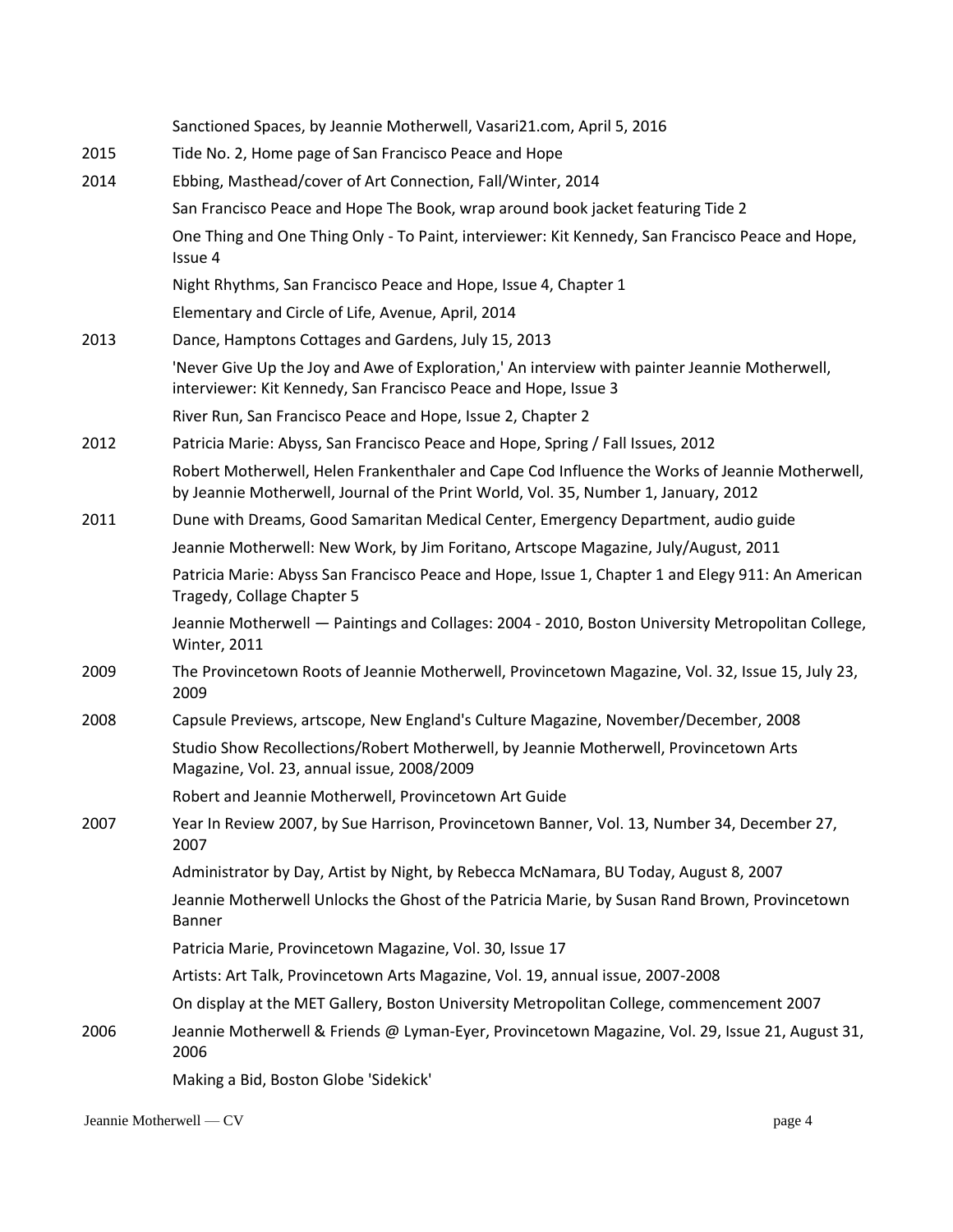| | |
|---|---|
| | Sanctioned Spaces, by Jeannie Motherwell, Vasari21.com, April 5, 2016 |
| 2015 | Tide No. 2, Home page of San Francisco Peace and Hope |
| 2014 | Ebbing, Masthead/cover of Art Connection, Fall/Winter, 2014 |
| | San Francisco Peace and Hope The Book, wrap around book jacket featuring Tide 2 |
| | One Thing and One Thing Only - To Paint, interviewer: Kit Kennedy, San Francisco Peace and Hope, Issue 4 |
| | Night Rhythms, San Francisco Peace and Hope, Issue 4, Chapter 1 |
| | Elementary and Circle of Life, Avenue, April, 2014 |
| 2013 | Dance, Hamptons Cottages and Gardens, July 15, 2013 |
| | 'Never Give Up the Joy and Awe of Exploration,' An interview with painter Jeannie Motherwell, interviewer: Kit Kennedy, San Francisco Peace and Hope, Issue 3 |
| | River Run, San Francisco Peace and Hope, Issue 2, Chapter 2 |
| 2012 | Patricia Marie: Abyss, San Francisco Peace and Hope, Spring / Fall Issues, 2012 |
| | Robert Motherwell, Helen Frankenthaler and Cape Cod Influence the Works of Jeannie Motherwell, by Jeannie Motherwell, Journal of the Print World, Vol. 35, Number 1, January, 2012 |
| 2011 | Dune with Dreams, Good Samaritan Medical Center, Emergency Department, audio guide |
| | Jeannie Motherwell: New Work, by Jim Foritano, Artscope Magazine, July/August, 2011 |
| | Patricia Marie: Abyss San Francisco Peace and Hope, Issue 1, Chapter 1 and Elegy 911: An American Tragedy, Collage Chapter 5 |
| | Jeannie Motherwell — Paintings and Collages: 2004 - 2010, Boston University Metropolitan College, Winter, 2011 |
| 2009 | The Provincetown Roots of Jeannie Motherwell, Provincetown Magazine, Vol. 32, Issue 15, July 23, 2009 |
| 2008 | Capsule Previews, artscope, New England's Culture Magazine, November/December, 2008 |
| | Studio Show Recollections/Robert Motherwell, by Jeannie Motherwell, Provincetown Arts Magazine, Vol. 23, annual issue, 2008/2009 |
| | Robert and Jeannie Motherwell, Provincetown Art Guide |
| 2007 | Year In Review 2007, by Sue Harrison, Provincetown Banner, Vol. 13, Number 34, December 27, 2007 |
| | Administrator by Day, Artist by Night, by Rebecca McNamara, BU Today, August 8, 2007 |
| | Jeannie Motherwell Unlocks the Ghost of the Patricia Marie, by Susan Rand Brown, Provincetown Banner |
| | Patricia Marie, Provincetown Magazine, Vol. 30, Issue 17 |
| | Artists: Art Talk, Provincetown Arts Magazine, Vol. 19, annual issue, 2007-2008 |
| | On display at the MET Gallery, Boston University Metropolitan College, commencement 2007 |
| 2006 | Jeannie Motherwell & Friends @ Lyman-Eyer, Provincetown Magazine, Vol. 29, Issue 21, August 31, 2006 |
| | Making a Bid, Boston Globe 'Sidekick' |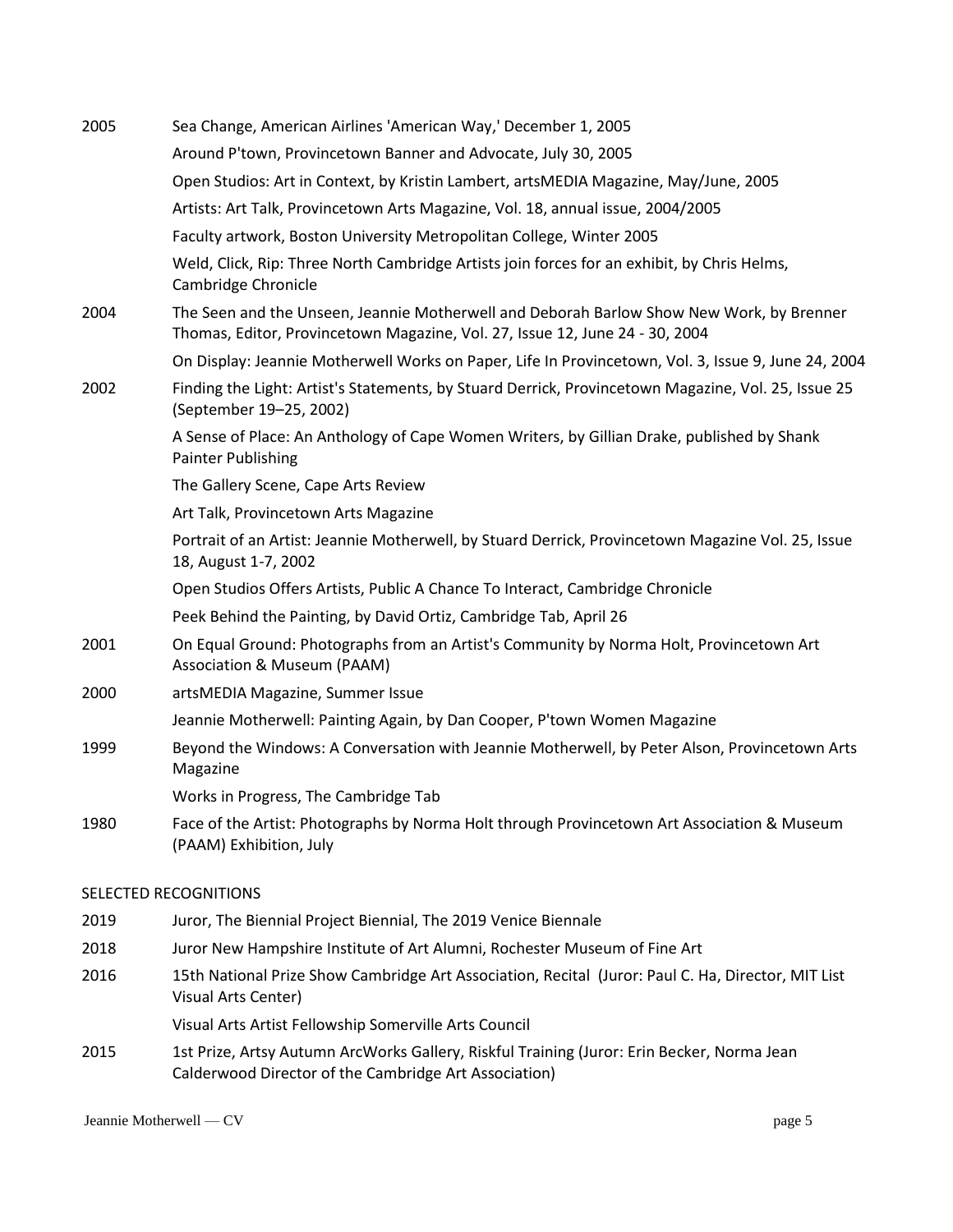| | |
|---|---|
| 2005 | Sea Change, American Airlines 'American Way,' December 1, 2005 |
| | Around P'town, Provincetown Banner and Advocate, July 30, 2005 |
| | Open Studios: Art in Context, by Kristin Lambert, artsMEDIA Magazine, May/June, 2005 |
| | Artists: Art Talk, Provincetown Arts Magazine, Vol. 18, annual issue, 2004/2005 |
| | Faculty artwork, Boston University Metropolitan College, Winter 2005 |
| | Weld, Click, Rip: Three North Cambridge Artists join forces for an exhibit, by Chris Helms, Cambridge Chronicle |
| 2004 | The Seen and the Unseen, Jeannie Motherwell and Deborah Barlow Show New Work, by Brenner Thomas, Editor, Provincetown Magazine, Vol. 27, Issue 12, June 24 - 30, 2004 |
| | On Display: Jeannie Motherwell Works on Paper, Life In Provincetown, Vol. 3, Issue 9, June 24, 2004 |
| 2002 | Finding the Light: Artist's Statements, by Stuard Derrick, Provincetown Magazine, Vol. 25, Issue 25 (September 19–25, 2002) |
| | A Sense of Place: An Anthology of Cape Women Writers, by Gillian Drake, published by Shank Painter Publishing |
| | The Gallery Scene, Cape Arts Review |
| | Art Talk, Provincetown Arts Magazine |
| | Portrait of an Artist: Jeannie Motherwell, by Stuard Derrick, Provincetown Magazine Vol. 25, Issue 18, August 1-7, 2002 |
| | Open Studios Offers Artists, Public A Chance To Interact, Cambridge Chronicle |
| | Peek Behind the Painting, by David Ortiz, Cambridge Tab, April 26 |
| 2001 | On Equal Ground: Photographs from an Artist's Community by Norma Holt, Provincetown Art Association & Museum (PAAM) |
| 2000 | artsMEDIA Magazine, Summer Issue |
| | Jeannie Motherwell: Painting Again, by Dan Cooper, P'town Women Magazine |
| 1999 | Beyond the Windows: A Conversation with Jeannie Motherwell, by Peter Alson, Provincetown Arts Magazine |
| | Works in Progress, The Cambridge Tab |
| 1980 | Face of the Artist: Photographs by Norma Holt through Provincetown Art Association & Museum (PAAM) Exhibition, July |

## SELECTED RECOGNITIONS

| | |
|---|---|
| 2019 | Juror, The Biennial Project Biennial, The 2019 Venice Biennale |
| 2018 | Juror New Hampshire Institute of Art Alumni, Rochester Museum of Fine Art |
| 2016 | 15th National Prize Show Cambridge Art Association, Recital (Juror: Paul C. Ha, Director, MIT List Visual Arts Center) |
| | Visual Arts Artist Fellowship Somerville Arts Council |
| 2015 | 1st Prize, Artsy Autumn ArcWorks Gallery, Riskful Training (Juror: Erin Becker, Norma Jean Calderwood Director of the Cambridge Art Association) |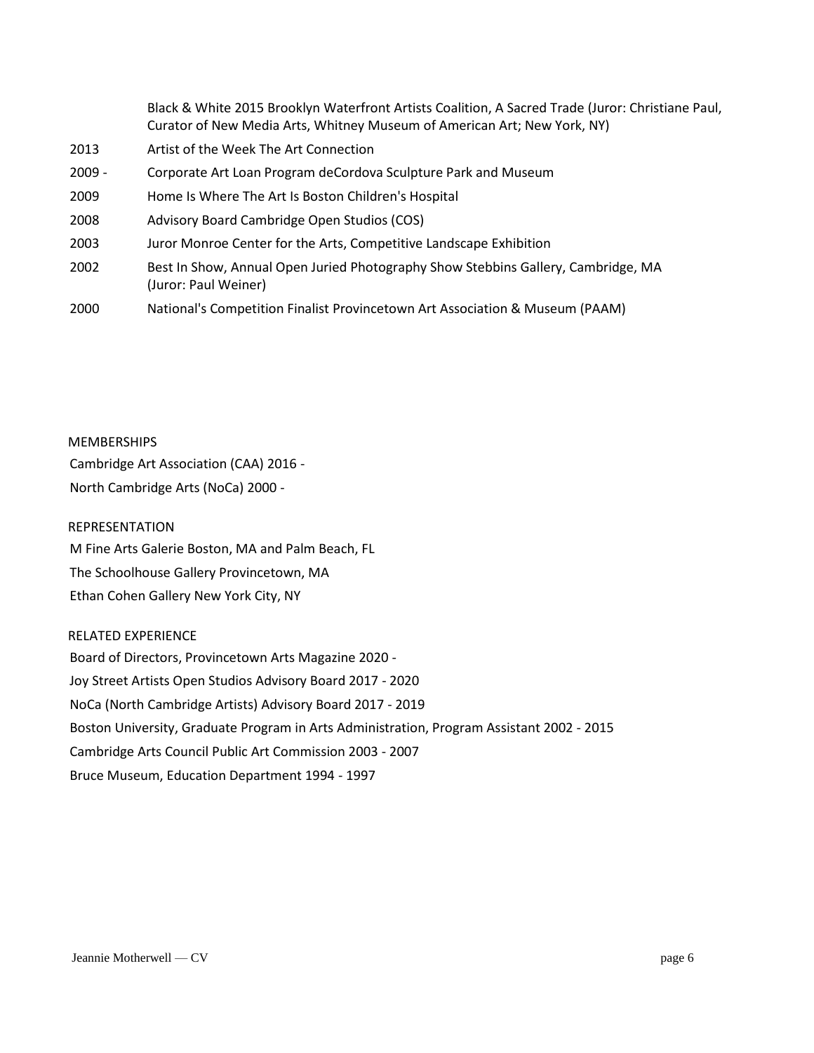| | |
|---|---|
| | Black & White 2015 Brooklyn Waterfront Artists Coalition, A Sacred Trade (Juror: Christiane Paul, Curator of New Media Arts, Whitney Museum of American Art; New York, NY) |
| 2013 | Artist of the Week The Art Connection |
| 2009 - | Corporate Art Loan Program deCordova Sculpture Park and Museum |
| 2009 | Home Is Where The Art Is Boston Children's Hospital |
| 2008 | Advisory Board Cambridge Open Studios (COS) |
| 2003 | Juror Monroe Center for the Arts, Competitive Landscape Exhibition |
| 2002 | Best In Show, Annual Open Juried Photography Show Stebbins Gallery, Cambridge, MA (Juror: Paul Weiner) |
| 2000 | National's Competition Finalist Provincetown Art Association & Museum (PAAM) |

## MEMBERSHIPS

Cambridge Art Association (CAA) 2016 -

North Cambridge Arts (NoCa) 2000 -

## REPRESENTATION

M Fine Arts Galerie Boston, MA and Palm Beach, FL

The Schoolhouse Gallery Provincetown, MA

Ethan Cohen Gallery New York City, NY

## RELATED EXPERIENCE

Board of Directors, Provincetown Arts Magazine 2020 -

Joy Street Artists Open Studios Advisory Board 2017 - 2020

NoCa (North Cambridge Artists) Advisory Board 2017 - 2019

Boston University, Graduate Program in Arts Administration, Program Assistant 2002 - 2015

Cambridge Arts Council Public Art Commission 2003 - 2007

Bruce Museum, Education Department 1994 - 1997